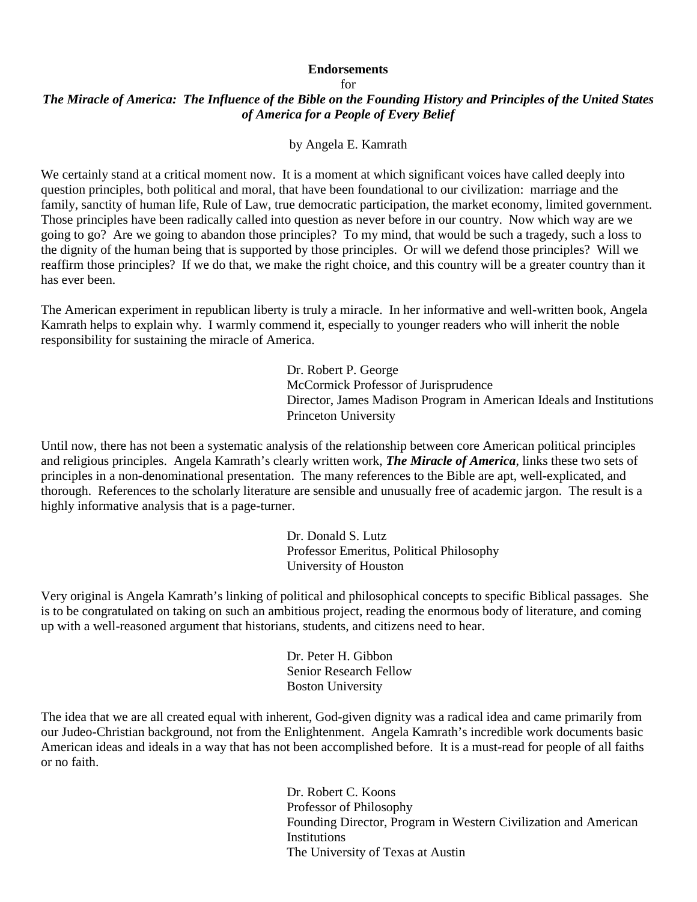**Endorsements**

for

***The Miracle of America: The Influence of the Bible on the Founding History and Principles of the United States of America for a People of Every Belief***

by Angela E. Kamrath

We certainly stand at a critical moment now. It is a moment at which significant voices have called deeply into question principles, both political and moral, that have been foundational to our civilization: marriage and the family, sanctity of human life, Rule of Law, true democratic participation, the market economy, limited government. Those principles have been radically called into question as never before in our country. Now which way are we going to go? Are we going to abandon those principles? To my mind, that would be such a tragedy, such a loss to the dignity of the human being that is supported by those principles. Or will we defend those principles? Will we reaffirm those principles? If we do that, we make the right choice, and this country will be a greater country than it has ever been.

The American experiment in republican liberty is truly a miracle. In her informative and well-written book, Angela Kamrath helps to explain why. I warmly commend it, especially to younger readers who will inherit the noble responsibility for sustaining the miracle of America.

Dr. Robert P. George
McCormick Professor of Jurisprudence
Director, James Madison Program in American Ideals and Institutions
Princeton University

Until now, there has not been a systematic analysis of the relationship between core American political principles and religious principles. Angela Kamrath's clearly written work, ***The Miracle of America***, links these two sets of principles in a non-denominational presentation. The many references to the Bible are apt, well-explicated, and thorough. References to the scholarly literature are sensible and unusually free of academic jargon. The result is a highly informative analysis that is a page-turner.

Dr. Donald S. Lutz
Professor Emeritus, Political Philosophy
University of Houston

Very original is Angela Kamrath's linking of political and philosophical concepts to specific Biblical passages. She is to be congratulated on taking on such an ambitious project, reading the enormous body of literature, and coming up with a well-reasoned argument that historians, students, and citizens need to hear.

Dr. Peter H. Gibbon
Senior Research Fellow
Boston University

The idea that we are all created equal with inherent, God-given dignity was a radical idea and came primarily from our Judeo-Christian background, not from the Enlightenment. Angela Kamrath's incredible work documents basic American ideas and ideals in a way that has not been accomplished before. It is a must-read for people of all faiths or no faith.

Dr. Robert C. Koons
Professor of Philosophy
Founding Director, Program in Western Civilization and American Institutions
The University of Texas at Austin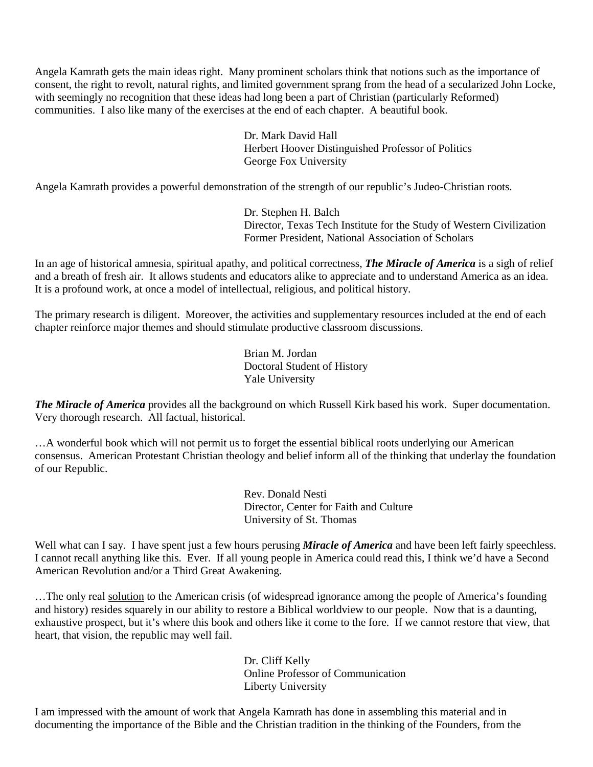Angela Kamrath gets the main ideas right. Many prominent scholars think that notions such as the importance of consent, the right to revolt, natural rights, and limited government sprang from the head of a secularized John Locke, with seemingly no recognition that these ideas had long been a part of Christian (particularly Reformed) communities. I also like many of the exercises at the end of each chapter. A beautiful book.

Dr. Mark David Hall  
Herbert Hoover Distinguished Professor of Politics  
George Fox University

Angela Kamrath provides a powerful demonstration of the strength of our republic's Judeo-Christian roots.

Dr. Stephen H. Balch  
Director, Texas Tech Institute for the Study of Western Civilization  
Former President, National Association of Scholars

In an age of historical amnesia, spiritual apathy, and political correctness, ***The Miracle of America*** is a sigh of relief and a breath of fresh air. It allows students and educators alike to appreciate and to understand America as an idea. It is a profound work, at once a model of intellectual, religious, and political history.

The primary research is diligent. Moreover, the activities and supplementary resources included at the end of each chapter reinforce major themes and should stimulate productive classroom discussions.

Brian M. Jordan  
Doctoral Student of History  
Yale University

***The Miracle of America*** provides all the background on which Russell Kirk based his work. Super documentation. Very thorough research. All factual, historical.

…A wonderful book which will not permit us to forget the essential biblical roots underlying our American consensus. American Protestant Christian theology and belief inform all of the thinking that underlay the foundation of our Republic.

Rev. Donald Nesti  
Director, Center for Faith and Culture  
University of St. Thomas

Well what can I say. I have spent just a few hours perusing ***Miracle of America*** and have been left fairly speechless. I cannot recall anything like this. Ever. If all young people in America could read this, I think we'd have a Second American Revolution and/or a Third Great Awakening.

…The only real solution to the American crisis (of widespread ignorance among the people of America's founding and history) resides squarely in our ability to restore a Biblical worldview to our people. Now that is a daunting, exhaustive prospect, but it's where this book and others like it come to the fore. If we cannot restore that view, that heart, that vision, the republic may well fail.

Dr. Cliff Kelly  
Online Professor of Communication  
Liberty University

I am impressed with the amount of work that Angela Kamrath has done in assembling this material and in documenting the importance of the Bible and the Christian tradition in the thinking of the Founders, from the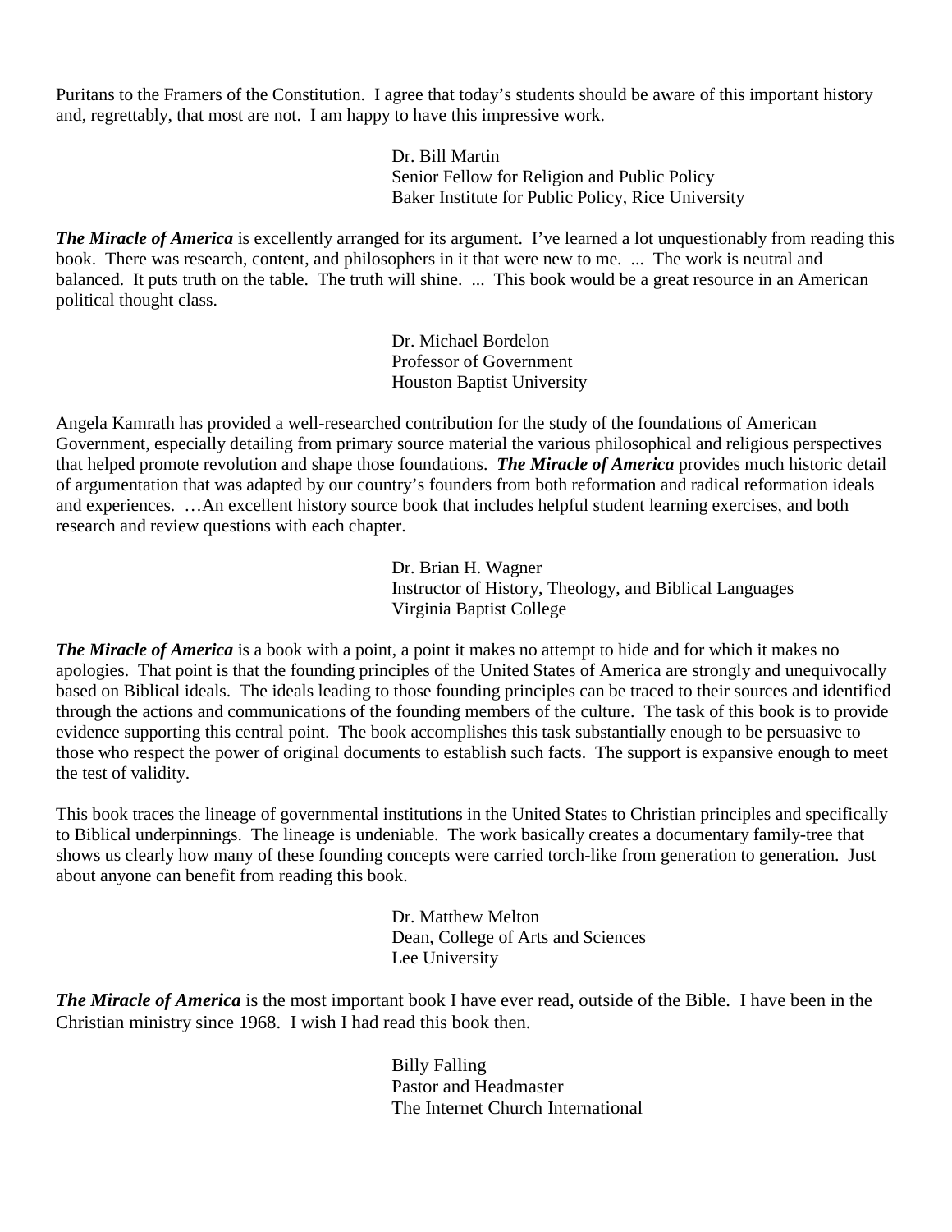Puritans to the Framers of the Constitution. I agree that today's students should be aware of this important history and, regrettably, that most are not. I am happy to have this impressive work.

Dr. Bill Martin
Senior Fellow for Religion and Public Policy
Baker Institute for Public Policy, Rice University

***The Miracle of America*** is excellently arranged for its argument. I've learned a lot unquestionably from reading this book. There was research, content, and philosophers in it that were new to me. ... The work is neutral and balanced. It puts truth on the table. The truth will shine. ... This book would be a great resource in an American political thought class.

Dr. Michael Bordelon
Professor of Government
Houston Baptist University

Angela Kamrath has provided a well-researched contribution for the study of the foundations of American Government, especially detailing from primary source material the various philosophical and religious perspectives that helped promote revolution and shape those foundations. ***The Miracle of America*** provides much historic detail of argumentation that was adapted by our country's founders from both reformation and radical reformation ideals and experiences. …An excellent history source book that includes helpful student learning exercises, and both research and review questions with each chapter.

Dr. Brian H. Wagner
Instructor of History, Theology, and Biblical Languages
Virginia Baptist College

***The Miracle of America*** is a book with a point, a point it makes no attempt to hide and for which it makes no apologies. That point is that the founding principles of the United States of America are strongly and unequivocally based on Biblical ideals. The ideals leading to those founding principles can be traced to their sources and identified through the actions and communications of the founding members of the culture. The task of this book is to provide evidence supporting this central point. The book accomplishes this task substantially enough to be persuasive to those who respect the power of original documents to establish such facts. The support is expansive enough to meet the test of validity.

This book traces the lineage of governmental institutions in the United States to Christian principles and specifically to Biblical underpinnings. The lineage is undeniable. The work basically creates a documentary family-tree that shows us clearly how many of these founding concepts were carried torch-like from generation to generation. Just about anyone can benefit from reading this book.

Dr. Matthew Melton
Dean, College of Arts and Sciences
Lee University

***The Miracle of America*** is the most important book I have ever read, outside of the Bible. I have been in the Christian ministry since 1968. I wish I had read this book then.

Billy Falling
Pastor and Headmaster
The Internet Church International